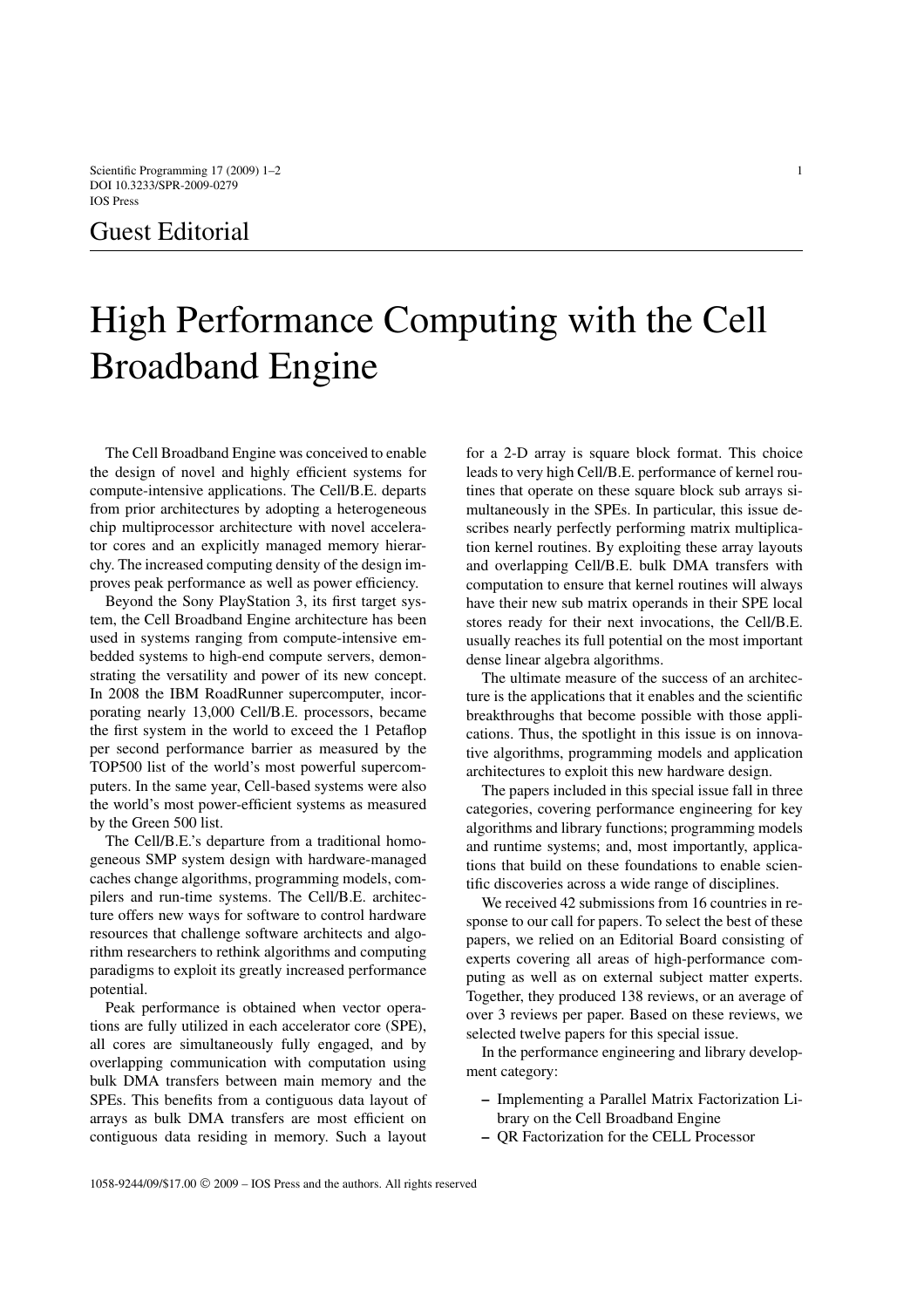## Guest Editorial

# High Performance Computing with the Cell Broadband Engine

The Cell Broadband Engine was conceived to enable the design of novel and highly efficient systems for compute-intensive applications. The Cell/B.E. departs from prior architectures by adopting a heterogeneous chip multiprocessor architecture with novel accelerator cores and an explicitly managed memory hierarchy. The increased computing density of the design improves peak performance as well as power efficiency.

Beyond the Sony PlayStation 3, its first target system, the Cell Broadband Engine architecture has been used in systems ranging from compute-intensive embedded systems to high-end compute servers, demonstrating the versatility and power of its new concept. In 2008 the IBM RoadRunner supercomputer, incorporating nearly 13,000 Cell/B.E. processors, became the first system in the world to exceed the 1 Petaflop per second performance barrier as measured by the TOP500 list of the world's most powerful supercomputers. In the same year, Cell-based systems were also the world's most power-efficient systems as measured by the Green 500 list.

The Cell/B.E.'s departure from a traditional homogeneous SMP system design with hardware-managed caches change algorithms, programming models, compilers and run-time systems. The Cell/B.E. architecture offers new ways for software to control hardware resources that challenge software architects and algorithm researchers to rethink algorithms and computing paradigms to exploit its greatly increased performance potential.

Peak performance is obtained when vector operations are fully utilized in each accelerator core (SPE), all cores are simultaneously fully engaged, and by overlapping communication with computation using bulk DMA transfers between main memory and the SPEs. This benefits from a contiguous data layout of arrays as bulk DMA transfers are most efficient on contiguous data residing in memory. Such a layout for a 2-D array is square block format. This choice leads to very high Cell/B.E. performance of kernel routines that operate on these square block sub arrays simultaneously in the SPEs. In particular, this issue describes nearly perfectly performing matrix multiplication kernel routines. By exploiting these array layouts and overlapping Cell/B.E. bulk DMA transfers with computation to ensure that kernel routines will always have their new sub matrix operands in their SPE local stores ready for their next invocations, the Cell/B.E. usually reaches its full potential on the most important dense linear algebra algorithms.

The ultimate measure of the success of an architecture is the applications that it enables and the scientific breakthroughs that become possible with those applications. Thus, the spotlight in this issue is on innovative algorithms, programming models and application architectures to exploit this new hardware design.

The papers included in this special issue fall in three categories, covering performance engineering for key algorithms and library functions; programming models and runtime systems; and, most importantly, applications that build on these foundations to enable scientific discoveries across a wide range of disciplines.

We received 42 submissions from 16 countries in response to our call for papers. To select the best of these papers, we relied on an Editorial Board consisting of experts covering all areas of high-performance computing as well as on external subject matter experts. Together, they produced 138 reviews, or an average of over 3 reviews per paper. Based on these reviews, we selected twelve papers for this special issue.

In the performance engineering and library development category:

- Implementing a Parallel Matrix Factorization Library on the Cell Broadband Engine
- QR Factorization for the CELL Processor

1058-9244/09/$17.00 © 2009 – IOS Press and the authors. All rights reserved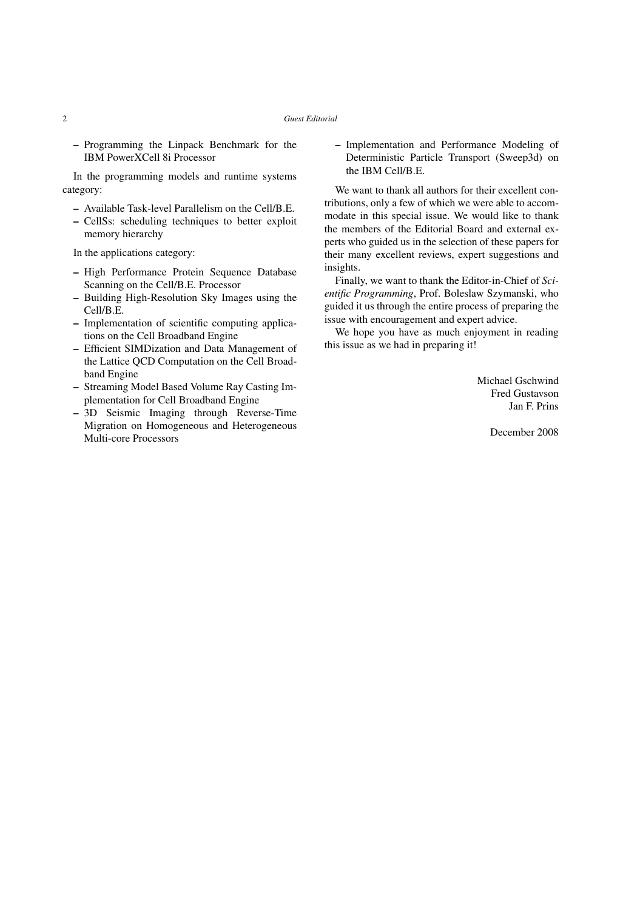- Programming the Linpack Benchmark for the IBM PowerXCell 8i Processor

In the programming models and runtime systems category:

- Available Task-level Parallelism on the Cell/B.E.
- CellSs: scheduling techniques to better exploit memory hierarchy

In the applications category:

- High Performance Protein Sequence Database Scanning on the Cell/B.E. Processor
- Building High-Resolution Sky Images using the Cell/B.E.
- Implementation of scientific computing applications on the Cell Broadband Engine
- Efficient SIMDization and Data Management of the Lattice QCD Computation on the Cell Broadband Engine
- Streaming Model Based Volume Ray Casting Implementation for Cell Broadband Engine
- 3D Seismic Imaging through Reverse-Time Migration on Homogeneous and Heterogeneous Multi-core Processors
- Implementation and Performance Modeling of Deterministic Particle Transport (Sweep3d) on the IBM Cell/B.E.

We want to thank all authors for their excellent contributions, only a few of which we were able to accommodate in this special issue. We would like to thank the members of the Editorial Board and external experts who guided us in the selection of these papers for their many excellent reviews, expert suggestions and insights.

Finally, we want to thank the Editor-in-Chief of *Scientific Programming*, Prof. Boleslaw Szymanski, who guided it us through the entire process of preparing the issue with encouragement and expert advice.

We hope you have as much enjoyment in reading this issue as we had in preparing it!

Michael Gschwind
Fred Gustavson
Jan F. Prins

December 2008